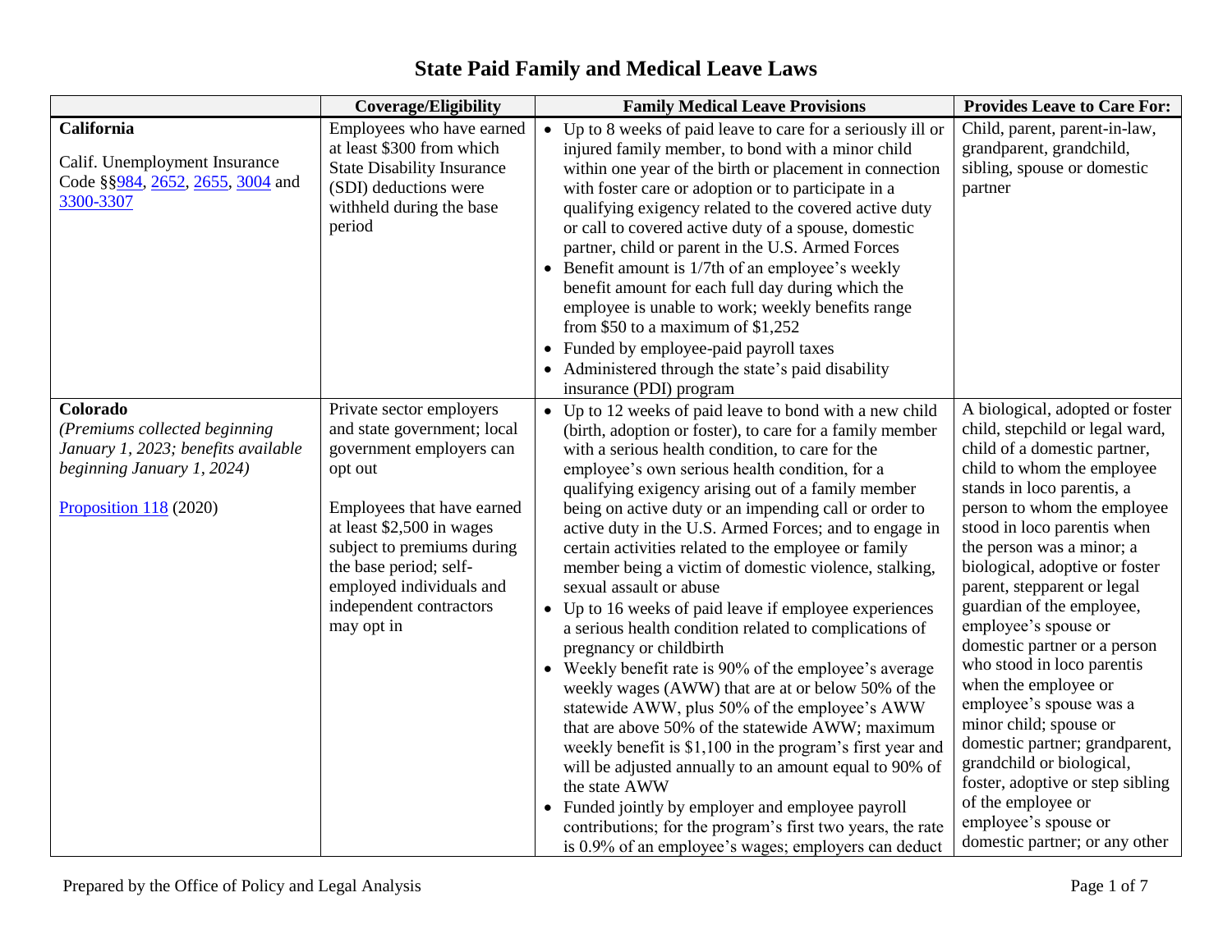# State Paid Family and Medical Leave Laws

| | Coverage/Eligibility | Family Medical Leave Provisions | Provides Leave to Care For: |
|---|---|---|---|
| **California**<br><br>Calif. Unemployment Insurance Code §§984, 2652, 2655, 3004 and 3300-3307 | Employees who have earned at least $300 from which State Disability Insurance (SDI) deductions were withheld during the base period | • Up to 8 weeks of paid leave to care for a seriously ill or injured family member, to bond with a minor child within one year of the birth or placement in connection with foster care or adoption or to participate in a qualifying exigency related to the covered active duty or call to covered active duty of a spouse, domestic partner, child or parent in the U.S. Armed Forces<br>• Benefit amount is 1/7th of an employee's weekly benefit amount for each full day during which the employee is unable to work; weekly benefits range from $50 to a maximum of $1,252<br>• Funded by employee-paid payroll taxes<br>• Administered through the state's paid disability insurance (PDI) program | Child, parent, parent-in-law, grandparent, grandchild, sibling, spouse or domestic partner |
| **Colorado**<br>*(Premiums collected beginning January 1, 2023; benefits available beginning January 1, 2024)*<br><br>Proposition 118 (2020) | Private sector employers and state government; local government employers can opt out<br><br>Employees that have earned at least $2,500 in wages subject to premiums during the base period; self-employed individuals and independent contractors may opt in | • Up to 12 weeks of paid leave to bond with a new child (birth, adoption or foster), to care for a family member with a serious health condition, to care for the employee's own serious health condition, for a qualifying exigency arising out of a family member being on active duty or an impending call or order to active duty in the U.S. Armed Forces; and to engage in certain activities related to the employee or family member being a victim of domestic violence, stalking, sexual assault or abuse<br>• Up to 16 weeks of paid leave if employee experiences a serious health condition related to complications of pregnancy or childbirth<br>• Weekly benefit rate is 90% of the employee's average weekly wages (AWW) that are at or below 50% of the statewide AWW, plus 50% of the employee's AWW that are above 50% of the statewide AWW; maximum weekly benefit is $1,100 in the program's first year and will be adjusted annually to an amount equal to 90% of the state AWW<br>• Funded jointly by employer and employee payroll contributions; for the program's first two years, the rate is 0.9% of an employee's wages; employers can deduct | A biological, adopted or foster child, stepchild or legal ward, child of a domestic partner, child to whom the employee stands in loco parentis, a person to whom the employee stood in loco parentis when the person was a minor; a biological, adoptive or foster parent, stepparent or legal guardian of the employee, employee's spouse or domestic partner or a person who stood in loco parentis when the employee or employee's spouse was a minor child; spouse or domestic partner; grandparent, grandchild or biological, foster, adoptive or step sibling of the employee or employee's spouse or domestic partner; or any other |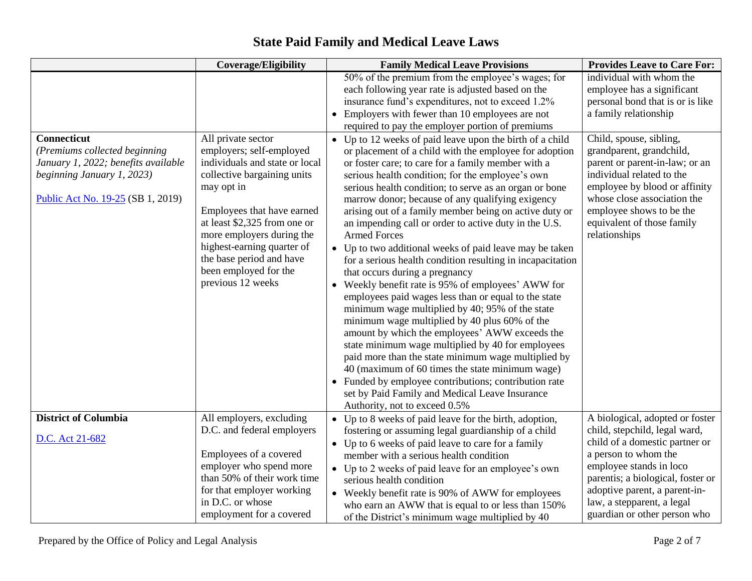# State Paid Family and Medical Leave Laws

| | Coverage/Eligibility | Family Medical Leave Provisions | Provides Leave to Care For: |
|---|---|---|---|
| | | 50% of the premium from the employee's wages; for each following year rate is adjusted based on the insurance fund's expenditures, not to exceed 1.2%<br>• Employers with fewer than 10 employees are not required to pay the employer portion of premiums | individual with whom the employee has a significant personal bond that is or is like a family relationship |
| **Connecticut**<br>*(Premiums collected beginning January 1, 2022; benefits available beginning January 1, 2023)*<br><br>[Public Act No. 19-25](#) (SB 1, 2019) | All private sector employers; self-employed individuals and state or local collective bargaining units may opt in<br><br>Employees that have earned at least $2,325 from one or more employers during the highest-earning quarter of the base period and have been employed for the previous 12 weeks | • Up to 12 weeks of paid leave upon the birth of a child or placement of a child with the employee for adoption or foster care; to care for a family member with a serious health condition; for the employee's own serious health condition; to serve as an organ or bone marrow donor; because of any qualifying exigency arising out of a family member being on active duty or an impending call or order to active duty in the U.S. Armed Forces<br>• Up to two additional weeks of paid leave may be taken for a serious health condition resulting in incapacitation that occurs during a pregnancy<br>• Weekly benefit rate is 95% of employees' AWW for employees paid wages less than or equal to the state minimum wage multiplied by 40; 95% of the state minimum wage multiplied by 40 plus 60% of the amount by which the employees' AWW exceeds the state minimum wage multiplied by 40 for employees paid more than the state minimum wage multiplied by 40 (maximum of 60 times the state minimum wage)<br>• Funded by employee contributions; contribution rate set by Paid Family and Medical Leave Insurance Authority, not to exceed 0.5% | Child, spouse, sibling, grandparent, grandchild, parent or parent-in-law; or an individual related to the employee by blood or affinity whose close association the employee shows to be the equivalent of those family relationships |
| **District of Columbia**<br><br>[D.C. Act 21-682](#) | All employers, excluding D.C. and federal employers<br><br>Employees of a covered employer who spend more than 50% of their work time for that employer working in D.C. or whose employment for a covered | • Up to 8 weeks of paid leave for the birth, adoption, fostering or assuming legal guardianship of a child<br>• Up to 6 weeks of paid leave to care for a family member with a serious health condition<br>• Up to 2 weeks of paid leave for an employee's own serious health condition<br>• Weekly benefit rate is 90% of AWW for employees who earn an AWW that is equal to or less than 150% of the District's minimum wage multiplied by 40 | A biological, adopted or foster child, stepchild, legal ward, child of a domestic partner or a person to whom the employee stands in loco parentis; a biological, foster or adoptive parent, a parent-in-law, a stepparent, a legal guardian or other person who |

Prepared by the Office of Policy and Legal Analysis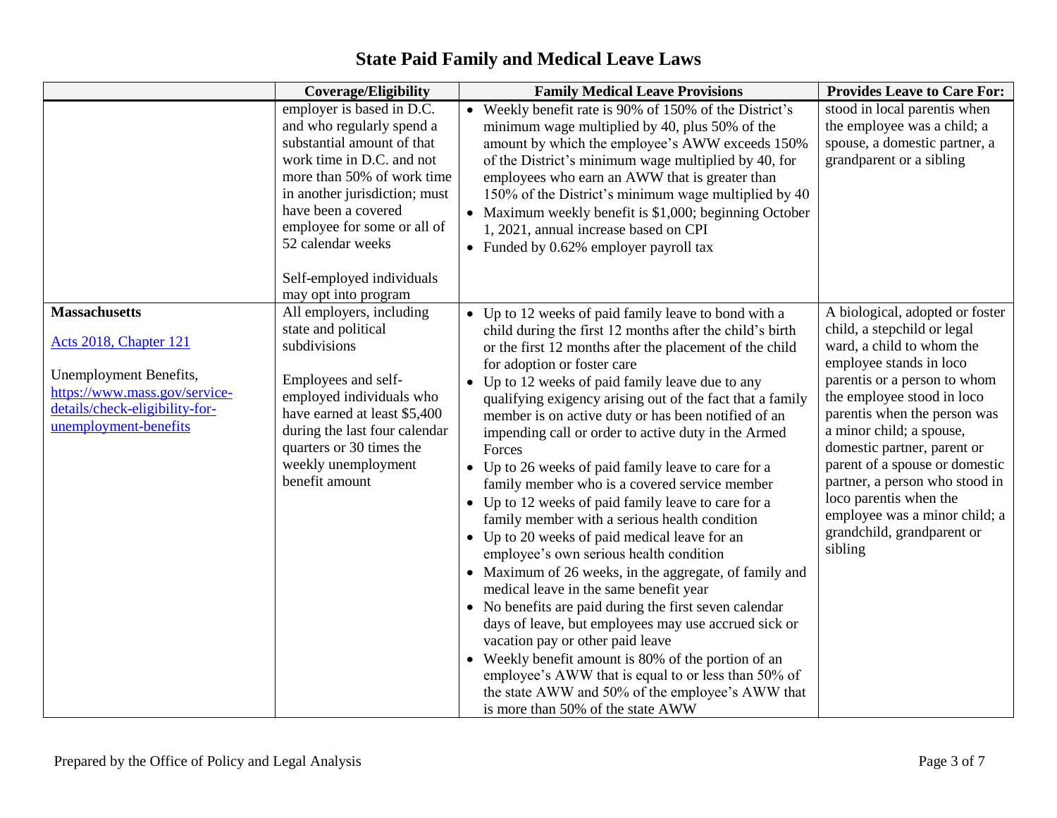# State Paid Family and Medical Leave Laws

| | Coverage/Eligibility | Family Medical Leave Provisions | Provides Leave to Care For: |
|---|---|---|---|
| | employer is based in D.C. and who regularly spend a substantial amount of that work time in D.C. and not more than 50% of work time in another jurisdiction; must have been a covered employee for some or all of 52 calendar weeks<br><br>Self-employed individuals may opt into program | • Weekly benefit rate is 90% of 150% of the District's minimum wage multiplied by 40, plus 50% of the amount by which the employee's AWW exceeds 150% of the District's minimum wage multiplied by 40, for employees who earn an AWW that is greater than 150% of the District's minimum wage multiplied by 40<br>• Maximum weekly benefit is $1,000; beginning October 1, 2021, annual increase based on CPI<br>• Funded by 0.62% employer payroll tax | stood in local parentis when the employee was a child; a spouse, a domestic partner, a grandparent or a sibling |
| **Massachusetts**<br><br>Acts 2018, Chapter 121<br><br>Unemployment Benefits, https://www.mass.gov/service-details/check-eligibility-for-unemployment-benefits | All employers, including state and political subdivisions<br><br>Employees and self-employed individuals who have earned at least $5,400 during the last four calendar quarters or 30 times the weekly unemployment benefit amount | • Up to 12 weeks of paid family leave to bond with a child during the first 12 months after the child's birth or the first 12 months after the placement of the child for adoption or foster care<br>• Up to 12 weeks of paid family leave due to any qualifying exigency arising out of the fact that a family member is on active duty or has been notified of an impending call or order to active duty in the Armed Forces<br>• Up to 26 weeks of paid family leave to care for a family member who is a covered service member<br>• Up to 12 weeks of paid family leave to care for a family member with a serious health condition<br>• Up to 20 weeks of paid medical leave for an employee's own serious health condition<br>• Maximum of 26 weeks, in the aggregate, of family and medical leave in the same benefit year<br>• No benefits are paid during the first seven calendar days of leave, but employees may use accrued sick or vacation pay or other paid leave<br>• Weekly benefit amount is 80% of the portion of an employee's AWW that is equal to or less than 50% of the state AWW and 50% of the employee's AWW that is more than 50% of the state AWW | A biological, adopted or foster child, a stepchild or legal ward, a child to whom the employee stands in loco parentis or a person to whom the employee stood in loco parentis when the person was a minor child; a spouse, domestic partner, parent or parent of a spouse or domestic partner, a person who stood in loco parentis when the employee was a minor child; a grandchild, grandparent or sibling |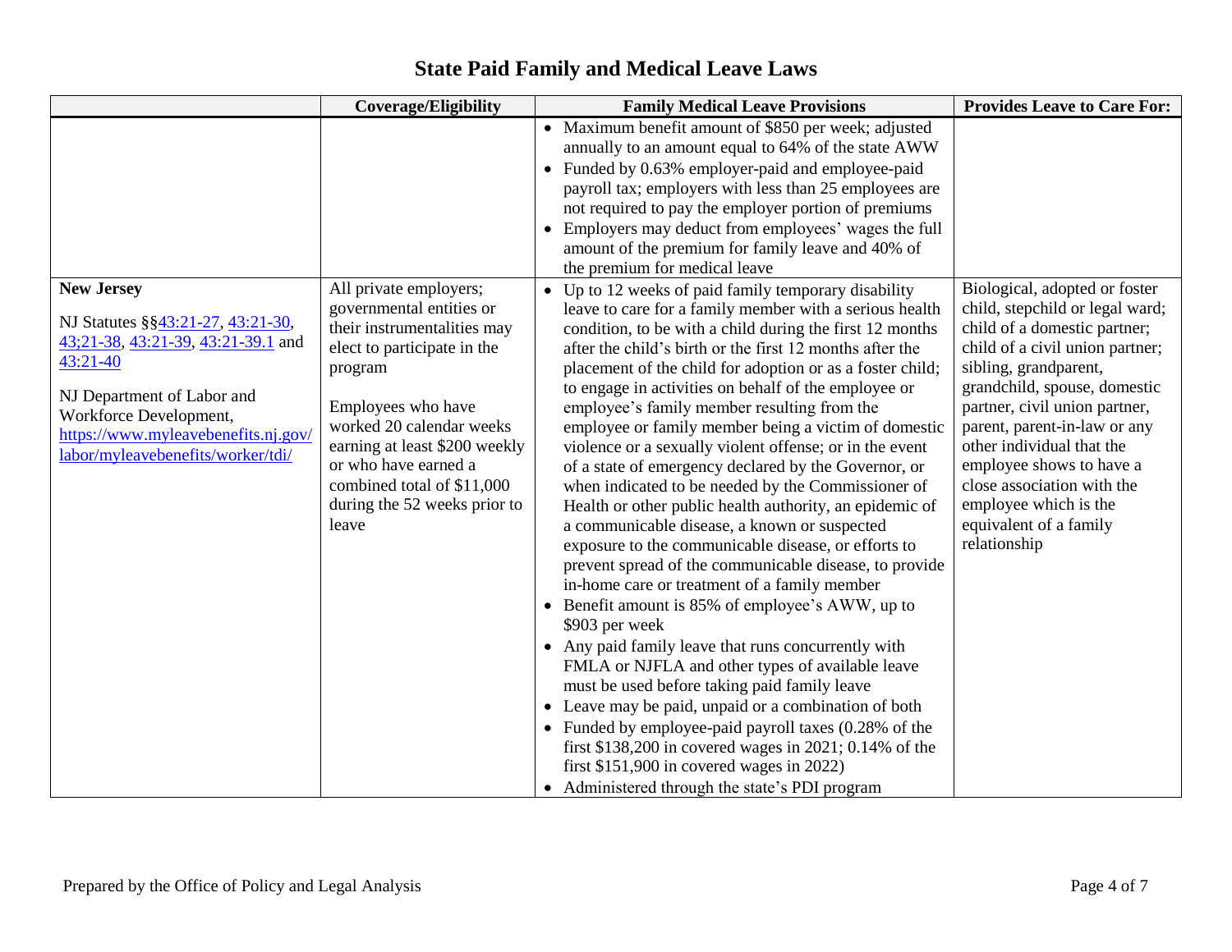# State Paid Family and Medical Leave Laws

| | Coverage/Eligibility | Family Medical Leave Provisions | Provides Leave to Care For: |
|---|---|---|---|
| | | • Maximum benefit amount of $850 per week; adjusted annually to an amount equal to 64% of the state AWW<br>• Funded by 0.63% employer-paid and employee-paid payroll tax; employers with less than 25 employees are not required to pay the employer portion of premiums<br>• Employers may deduct from employees' wages the full amount of the premium for family leave and 40% of the premium for medical leave | |
| **New Jersey**<br><br>NJ Statutes §§43:21-27, 43:21-30, 43;21-38, 43:21-39, 43:21-39.1 and 43:21-40<br><br>NJ Department of Labor and Workforce Development, https://www.myleavebenefits.nj.gov/labor/myleavebenefits/worker/tdi/ | All private employers; governmental entities or their instrumentalities may elect to participate in the program<br><br>Employees who have worked 20 calendar weeks earning at least $200 weekly or who have earned a combined total of $11,000 during the 52 weeks prior to leave | • Up to 12 weeks of paid family temporary disability leave to care for a family member with a serious health condition, to be with a child during the first 12 months after the child's birth or the first 12 months after the placement of the child for adoption or as a foster child; to engage in activities on behalf of the employee or employee's family member resulting from the employee or family member being a victim of domestic violence or a sexually violent offense; or in the event of a state of emergency declared by the Governor, or when indicated to be needed by the Commissioner of Health or other public health authority, an epidemic of a communicable disease, a known or suspected exposure to the communicable disease, or efforts to prevent spread of the communicable disease, to provide in-home care or treatment of a family member<br>• Benefit amount is 85% of employee's AWW, up to $903 per week<br>• Any paid family leave that runs concurrently with FMLA or NJFLA and other types of available leave must be used before taking paid family leave<br>• Leave may be paid, unpaid or a combination of both<br>• Funded by employee-paid payroll taxes (0.28% of the first $138,200 in covered wages in 2021; 0.14% of the first $151,900 in covered wages in 2022)<br>• Administered through the state's PDI program | Biological, adopted or foster child, stepchild or legal ward; child of a domestic partner; child of a civil union partner; sibling, grandparent, grandchild, spouse, domestic partner, civil union partner, parent, parent-in-law or any other individual that the employee shows to have a close association with the employee which is the equivalent of a family relationship |

Prepared by the Office of Policy and Legal Analysis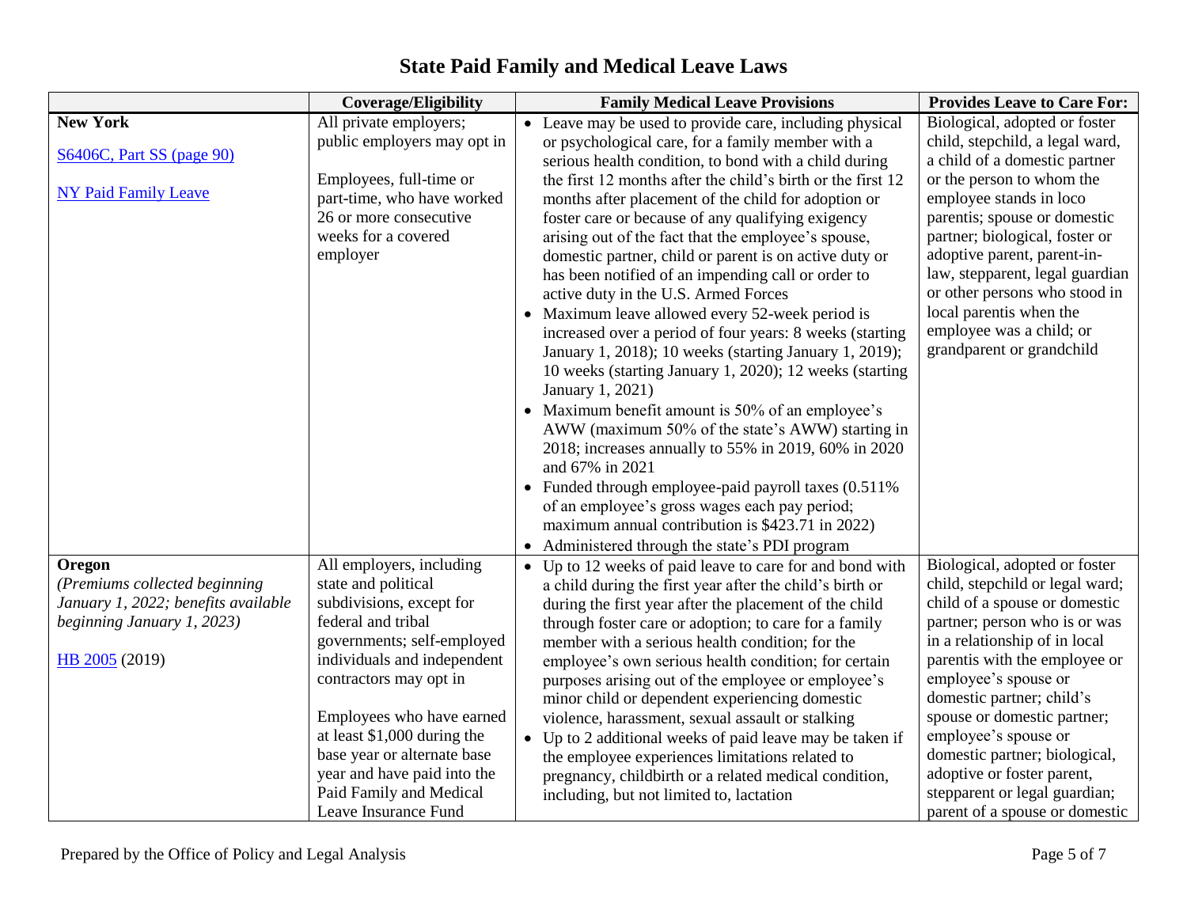# State Paid Family and Medical Leave Laws

| | Coverage/Eligibility | Family Medical Leave Provisions | Provides Leave to Care For: |
|---|---|---|---|
| **New York**<br><br>S6406C, Part SS (page 90)<br><br>NY Paid Family Leave | All private employers; public employers may opt in<br><br>Employees, full-time or part-time, who have worked 26 or more consecutive weeks for a covered employer | • Leave may be used to provide care, including physical or psychological care, for a family member with a serious health condition, to bond with a child during the first 12 months after the child's birth or the first 12 months after placement of the child for adoption or foster care or because of any qualifying exigency arising out of the fact that the employee's spouse, domestic partner, child or parent is on active duty or has been notified of an impending call or order to active duty in the U.S. Armed Forces<br>• Maximum leave allowed every 52-week period is increased over a period of four years: 8 weeks (starting January 1, 2018); 10 weeks (starting January 1, 2019); 10 weeks (starting January 1, 2020); 12 weeks (starting January 1, 2021)<br>• Maximum benefit amount is 50% of an employee's AWW (maximum 50% of the state's AWW) starting in 2018; increases annually to 55% in 2019, 60% in 2020 and 67% in 2021<br>• Funded through employee-paid payroll taxes (0.511% of an employee's gross wages each pay period; maximum annual contribution is $423.71 in 2022)<br>• Administered through the state's PDI program | Biological, adopted or foster child, stepchild, a legal ward, a child of a domestic partner or the person to whom the employee stands in loco parentis; spouse or domestic partner; biological, foster or adoptive parent, parent-in-law, stepparent, legal guardian or other persons who stood in local parentis when the employee was a child; or grandparent or grandchild |
| **Oregon**<br>*(Premiums collected beginning January 1, 2022; benefits available beginning January 1, 2023)*<br><br>HB 2005 (2019) | All employers, including state and political subdivisions, except for federal and tribal governments; self-employed individuals and independent contractors may opt in<br><br>Employees who have earned at least $1,000 during the base year or alternate base year and have paid into the Paid Family and Medical Leave Insurance Fund | • Up to 12 weeks of paid leave to care for and bond with a child during the first year after the child's birth or during the first year after the placement of the child through foster care or adoption; to care for a family member with a serious health condition; for the employee's own serious health condition; for certain purposes arising out of the employee or employee's minor child or dependent experiencing domestic violence, harassment, sexual assault or stalking<br>• Up to 2 additional weeks of paid leave may be taken if the employee experiences limitations related to pregnancy, childbirth or a related medical condition, including, but not limited to, lactation | Biological, adopted or foster child, stepchild or legal ward; child of a spouse or domestic partner; person who is or was in a relationship of in local parentis with the employee or employee's spouse or domestic partner; child's spouse or domestic partner; employee's spouse or domestic partner; biological, adoptive or foster parent, stepparent or legal guardian; parent of a spouse or domestic |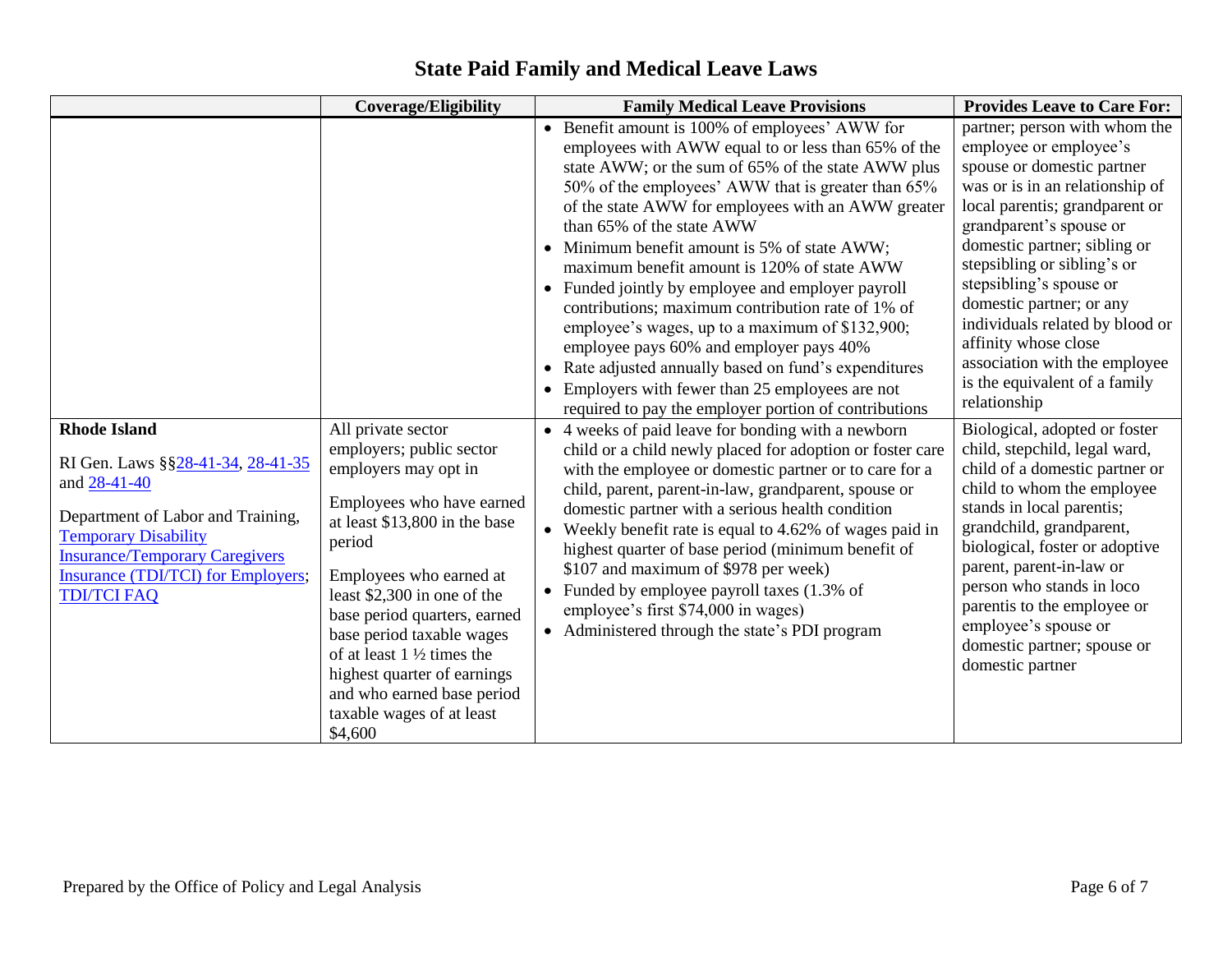# State Paid Family and Medical Leave Laws

| | Coverage/Eligibility | Family Medical Leave Provisions | Provides Leave to Care For: |
|---|---|---|---|
| | | • Benefit amount is 100% of employees' AWW for employees with AWW equal to or less than 65% of the state AWW; or the sum of 65% of the state AWW plus 50% of the employees' AWW that is greater than 65% of the state AWW for employees with an AWW greater than 65% of the state AWW<br>• Minimum benefit amount is 5% of state AWW; maximum benefit amount is 120% of state AWW<br>• Funded jointly by employee and employer payroll contributions; maximum contribution rate of 1% of employee's wages, up to a maximum of $132,900; employee pays 60% and employer pays 40%<br>• Rate adjusted annually based on fund's expenditures<br>• Employers with fewer than 25 employees are not required to pay the employer portion of contributions | partner; person with whom the employee or employee's spouse or domestic partner was or is in an relationship of local parentis; grandparent or grandparent's spouse or domestic partner; sibling or stepsibling or sibling's or stepsibling's spouse or domestic partner; or any individuals related by blood or affinity whose close association with the employee is the equivalent of a family relationship |
| **Rhode Island**<br><br>RI Gen. Laws §§28-41-34, 28-41-35 and 28-41-40<br><br>Department of Labor and Training, Temporary Disability Insurance/Temporary Caregivers Insurance (TDI/TCI) for Employers; TDI/TCI FAQ | All private sector employers; public sector employers may opt in<br><br>Employees who have earned at least $13,800 in the base period<br><br>Employees who earned at least $2,300 in one of the base period quarters, earned base period taxable wages of at least 1 ½ times the highest quarter of earnings and who earned base period taxable wages of at least $4,600 | • 4 weeks of paid leave for bonding with a newborn child or a child newly placed for adoption or foster care with the employee or domestic partner or to care for a child, parent, parent-in-law, grandparent, spouse or domestic partner with a serious health condition<br>• Weekly benefit rate is equal to 4.62% of wages paid in highest quarter of base period (minimum benefit of $107 and maximum of $978 per week)<br>• Funded by employee payroll taxes (1.3% of employee's first $74,000 in wages)<br>• Administered through the state's PDI program | Biological, adopted or foster child, stepchild, legal ward, child of a domestic partner or child to whom the employee stands in local parentis; grandchild, grandparent, biological, foster or adoptive parent, parent-in-law or person who stands in loco parentis to the employee or employee's spouse or domestic partner; spouse or domestic partner |

Prepared by the Office of Policy and Legal Analysis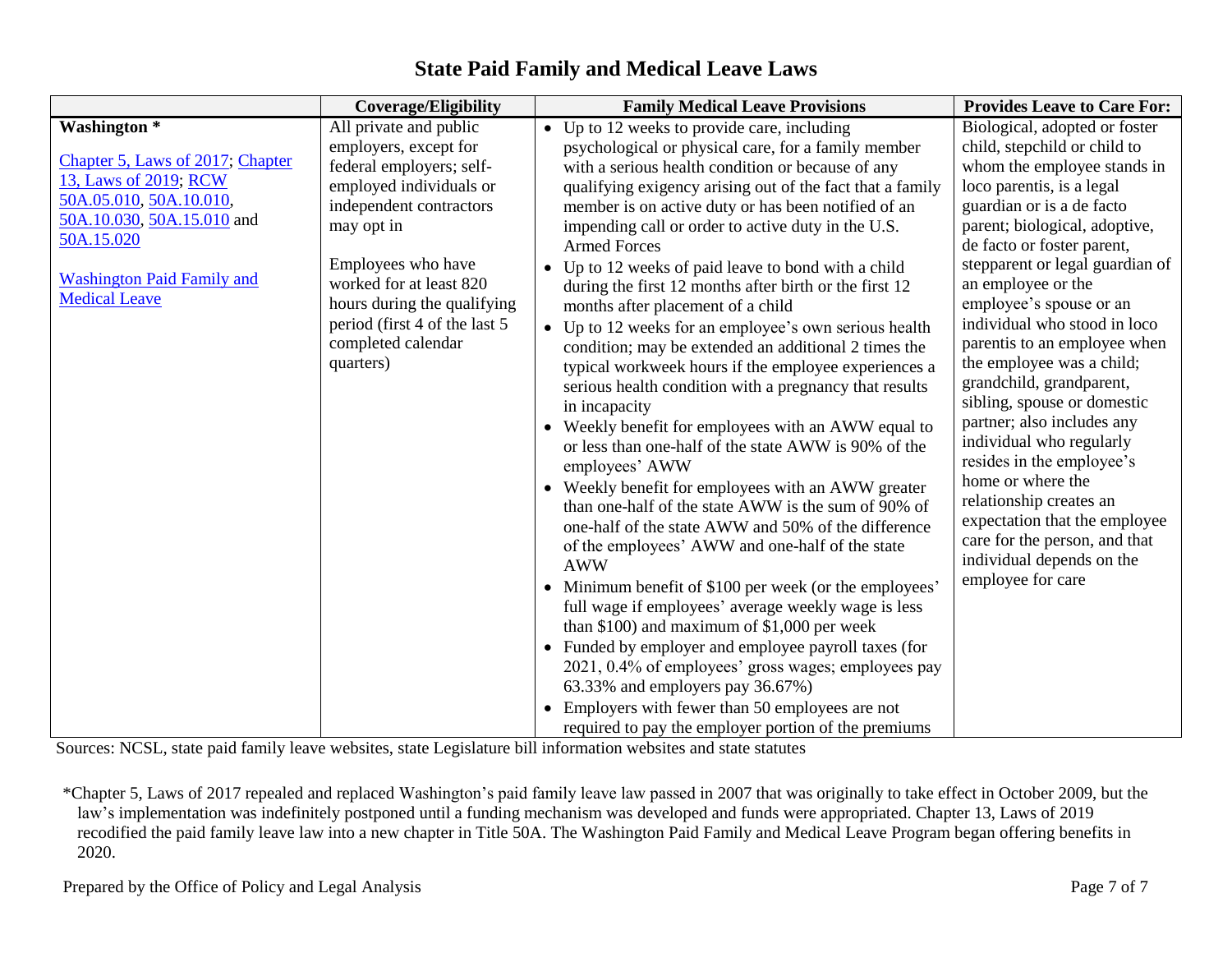# State Paid Family and Medical Leave Laws

| | Coverage/Eligibility | Family Medical Leave Provisions | Provides Leave to Care For: |
|---|---|---|---|
| **Washington** *<br><br>[Chapter 5, Laws of 2017](); [Chapter 13, Laws of 2019](); [RCW 50A.05.010](), [50A.10.010](), [50A.10.030](), [50A.15.010]() and [50A.15.020]()<br><br>[Washington Paid Family and Medical Leave]() | All private and public employers, except for federal employers; self-employed individuals or independent contractors may opt in<br><br>Employees who have worked for at least 820 hours during the qualifying period (first 4 of the last 5 completed calendar quarters) | • Up to 12 weeks to provide care, including psychological or physical care, for a family member with a serious health condition or because of any qualifying exigency arising out of the fact that a family member is on active duty or has been notified of an impending call or order to active duty in the U.S. Armed Forces<br>• Up to 12 weeks of paid leave to bond with a child during the first 12 months after birth or the first 12 months after placement of a child<br>• Up to 12 weeks for an employee's own serious health condition; may be extended an additional 2 times the typical workweek hours if the employee experiences a serious health condition with a pregnancy that results in incapacity<br>• Weekly benefit for employees with an AWW equal to or less than one-half of the state AWW is 90% of the employees' AWW<br>• Weekly benefit for employees with an AWW greater than one-half of the state AWW is the sum of 90% of one-half of the state AWW and 50% of the difference of the employees' AWW and one-half of the state AWW<br>• Minimum benefit of $100 per week (or the employees' full wage if employees' average weekly wage is less than $100) and maximum of $1,000 per week<br>• Funded by employer and employee payroll taxes (for 2021, 0.4% of employees' gross wages; employees pay 63.33% and employers pay 36.67%)<br>• Employers with fewer than 50 employees are not required to pay the employer portion of the premiums | Biological, adopted or foster child, stepchild or child to whom the employee stands in loco parentis, is a legal guardian or is a de facto parent; biological, adoptive, de facto or foster parent, stepparent or legal guardian of an employee or the employee's spouse or an individual who stood in loco parentis to an employee when the employee was a child; grandchild, grandparent, sibling, spouse or domestic partner; also includes any individual who regularly resides in the employee's home or where the relationship creates an expectation that the employee care for the person, and that individual depends on the employee for care |

Sources: NCSL, state paid family leave websites, state Legislature bill information websites and state statutes

*Chapter 5, Laws of 2017 repealed and replaced Washington's paid family leave law passed in 2007 that was originally to take effect in October 2009, but the law's implementation was indefinitely postponed until a funding mechanism was developed and funds were appropriated. Chapter 13, Laws of 2019 recodified the paid family leave law into a new chapter in Title 50A. The Washington Paid Family and Medical Leave Program began offering benefits in 2020.

Prepared by the Office of Policy and Legal Analysis